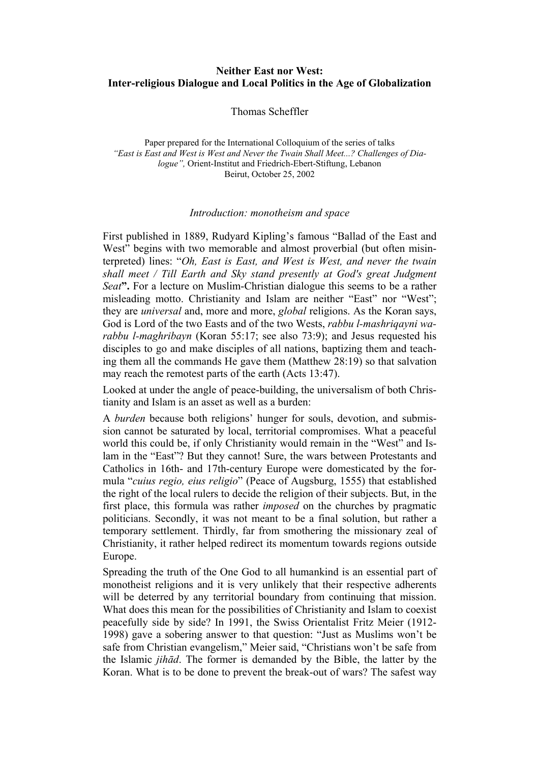**Neither East nor West:**
**Inter-religious Dialogue and Local Politics in the Age of Globalization**

Thomas Scheffler

Paper prepared for the International Colloquium of the series of talks
*"East is East and West is West and Never the Twain Shall Meet...? Challenges of Dialogue",* Orient-Institut and Friedrich-Ebert-Stiftung, Lebanon
Beirut, October 25, 2002

## *Introduction: monotheism and space*

First published in 1889, Rudyard Kipling's famous "Ballad of the East and West" begins with two memorable and almost proverbial (but often misinterpreted) lines: "*Oh, East is East, and West is West, and never the twain shall meet / Till Earth and Sky stand presently at God's great Judgment Seat***".** For a lecture on Muslim-Christian dialogue this seems to be a rather misleading motto. Christianity and Islam are neither "East" nor "West"; they are *universal* and, more and more, *global* religions. As the Koran says, God is Lord of the two Easts and of the two Wests, *rabbu l-mashriqayni wa-rabbu l-maghribayn* (Koran 55:17; see also 73:9); and Jesus requested his disciples to go and make disciples of all nations, baptizing them and teaching them all the commands He gave them (Matthew 28:19) so that salvation may reach the remotest parts of the earth (Acts 13:47).

Looked at under the angle of peace-building, the universalism of both Christianity and Islam is an asset as well as a burden:

A *burden* because both religions' hunger for souls, devotion, and submission cannot be saturated by local, territorial compromises. What a peaceful world this could be, if only Christianity would remain in the "West" and Islam in the "East"? But they cannot! Sure, the wars between Protestants and Catholics in 16th- and 17th-century Europe were domesticated by the formula "*cuius regio, eius religio*" (Peace of Augsburg, 1555) that established the right of the local rulers to decide the religion of their subjects. But, in the first place, this formula was rather *imposed* on the churches by pragmatic politicians. Secondly, it was not meant to be a final solution, but rather a temporary settlement. Thirdly, far from smothering the missionary zeal of Christianity, it rather helped redirect its momentum towards regions outside Europe.

Spreading the truth of the One God to all humankind is an essential part of monotheist religions and it is very unlikely that their respective adherents will be deterred by any territorial boundary from continuing that mission. What does this mean for the possibilities of Christianity and Islam to coexist peacefully side by side? In 1991, the Swiss Orientalist Fritz Meier (1912-1998) gave a sobering answer to that question: "Just as Muslims won't be safe from Christian evangelism," Meier said, "Christians won't be safe from the Islamic *jihād*. The former is demanded by the Bible, the latter by the Koran. What is to be done to prevent the break-out of wars? The safest way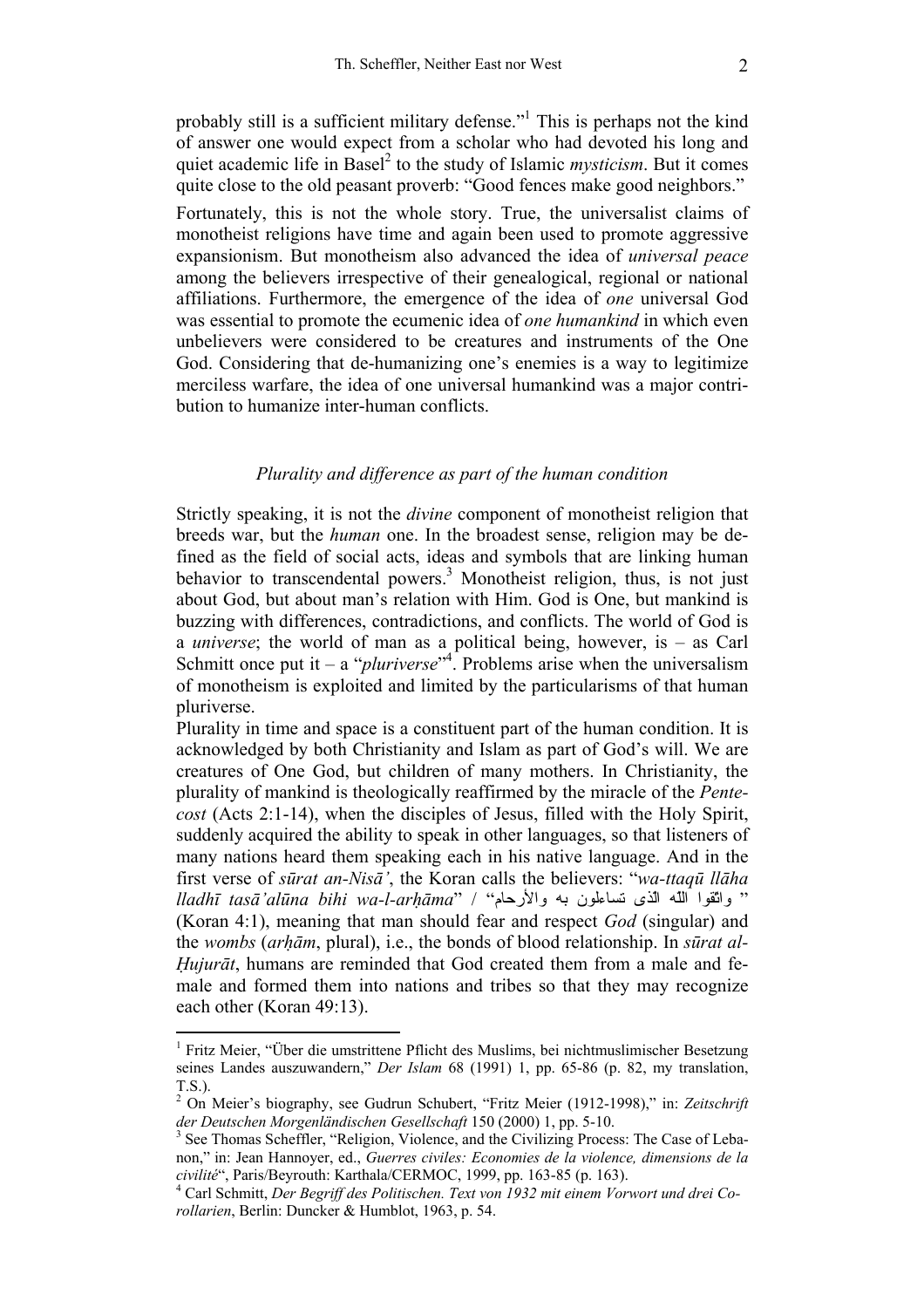probably still is a sufficient military defense."[1] This is perhaps not the kind of answer one would expect from a scholar who had devoted his long and quiet academic life in Basel[2] to the study of Islamic *mysticism*. But it comes quite close to the old peasant proverb: "Good fences make good neighbors."

Fortunately, this is not the whole story. True, the universalist claims of monotheist religions have time and again been used to promote aggressive expansionism. But monotheism also advanced the idea of *universal peace* among the believers irrespective of their genealogical, regional or national affiliations. Furthermore, the emergence of the idea of *one* universal God was essential to promote the ecumenic idea of *one humankind* in which even unbelievers were considered to be creatures and instruments of the One God. Considering that de-humanizing one's enemies is a way to legitimize merciless warfare, the idea of one universal humankind was a major contribution to humanize inter-human conflicts.

### *Plurality and difference as part of the human condition*

Strictly speaking, it is not the *divine* component of monotheist religion that breeds war, but the *human* one. In the broadest sense, religion may be defined as the field of social acts, ideas and symbols that are linking human behavior to transcendental powers.[3] Monotheist religion, thus, is not just about God, but about man's relation with Him. God is One, but mankind is buzzing with differences, contradictions, and conflicts. The world of God is a *universe*; the world of man as a political being, however, is – as Carl Schmitt once put it – a "*pluriverse*"[4]. Problems arise when the universalism of monotheism is exploited and limited by the particularisms of that human pluriverse.

Plurality in time and space is a constituent part of the human condition. It is acknowledged by both Christianity and Islam as part of God's will. We are creatures of One God, but children of many mothers. In Christianity, the plurality of mankind is theologically reaffirmed by the miracle of the *Pentecost* (Acts 2:1-14), when the disciples of Jesus, filled with the Holy Spirit, suddenly acquired the ability to speak in other languages, so that listeners of many nations heard them speaking each in his native language. And in the first verse of *sūrat an-Nisā'*, the Koran calls the believers: "*wa-ttaqū llāha lladhī tasā'alūna bihi wa-l-arḥāma*" / "واتقوا الله الذى تساءلون به والأرحام" (Koran 4:1), meaning that man should fear and respect *God* (singular) and the *wombs* (*arḥām*, plural), i.e., the bonds of blood relationship. In *sūrat al-Ḥujurāt*, humans are reminded that God created them from a male and female and formed them into nations and tribes so that they may recognize each other (Koran 49:13).

---

[1] Fritz Meier, "Über die umstrittene Pflicht des Muslims, bei nichtmuslimischer Besetzung seines Landes auszuwandern," *Der Islam* 68 (1991) 1, pp. 65-86 (p. 82, my translation, T.S.).

[2] On Meier's biography, see Gudrun Schubert, "Fritz Meier (1912-1998)," in: *Zeitschrift der Deutschen Morgenländischen Gesellschaft* 150 (2000) 1, pp. 5-10.

[3] See Thomas Scheffler, "Religion, Violence, and the Civilizing Process: The Case of Lebanon," in: Jean Hannoyer, ed., *Guerres civiles: Economies de la violence, dimensions de la civilité*", Paris/Beyrouth: Karthala/CERMOC, 1999, pp. 163-85 (p. 163).

[4] Carl Schmitt, *Der Begriff des Politischen. Text von 1932 mit einem Vorwort und drei Corollarien*, Berlin: Duncker & Humblot, 1963, p. 54.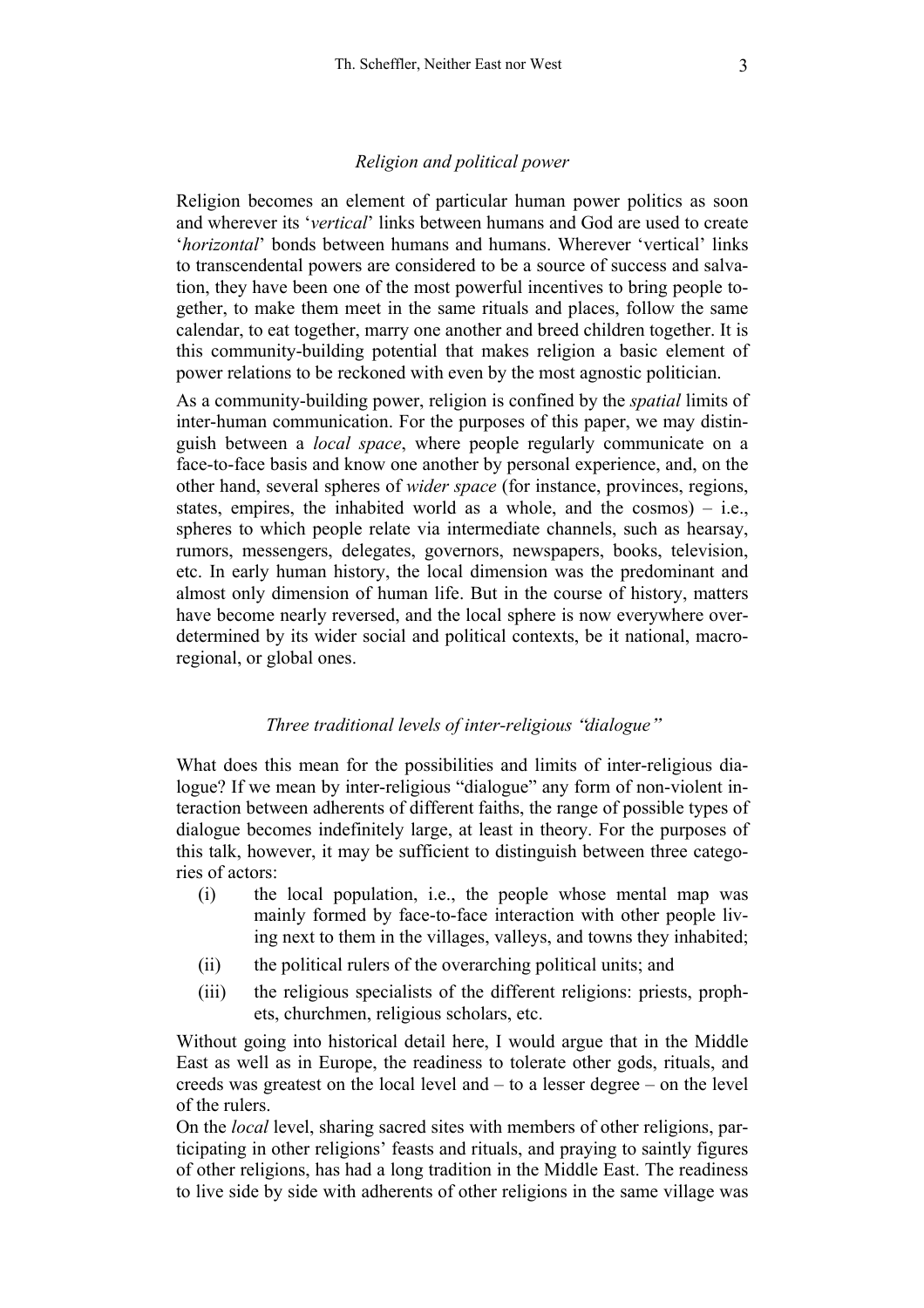### *Religion and political power*

Religion becomes an element of particular human power politics as soon and wherever its '*vertical*' links between humans and God are used to create '*horizontal*' bonds between humans and humans. Wherever 'vertical' links to transcendental powers are considered to be a source of success and salvation, they have been one of the most powerful incentives to bring people together, to make them meet in the same rituals and places, follow the same calendar, to eat together, marry one another and breed children together. It is this community-building potential that makes religion a basic element of power relations to be reckoned with even by the most agnostic politician.

As a community-building power, religion is confined by the *spatial* limits of inter-human communication. For the purposes of this paper, we may distinguish between a *local space*, where people regularly communicate on a face-to-face basis and know one another by personal experience, and, on the other hand, several spheres of *wider space* (for instance, provinces, regions, states, empires, the inhabited world as a whole, and the cosmos) – i.e., spheres to which people relate via intermediate channels, such as hearsay, rumors, messengers, delegates, governors, newspapers, books, television, etc. In early human history, the local dimension was the predominant and almost only dimension of human life. But in the course of history, matters have become nearly reversed, and the local sphere is now everywhere overdetermined by its wider social and political contexts, be it national, macro-regional, or global ones.

### *Three traditional levels of inter-religious "dialogue"*

What does this mean for the possibilities and limits of inter-religious dialogue? If we mean by inter-religious "dialogue" any form of non-violent interaction between adherents of different faiths, the range of possible types of dialogue becomes indefinitely large, at least in theory. For the purposes of this talk, however, it may be sufficient to distinguish between three categories of actors:

(i) the local population, i.e., the people whose mental map was mainly formed by face-to-face interaction with other people living next to them in the villages, valleys, and towns they inhabited;

(ii) the political rulers of the overarching political units; and

(iii) the religious specialists of the different religions: priests, prophets, churchmen, religious scholars, etc.

Without going into historical detail here, I would argue that in the Middle East as well as in Europe, the readiness to tolerate other gods, rituals, and creeds was greatest on the local level and – to a lesser degree – on the level of the rulers.

On the *local* level, sharing sacred sites with members of other religions, participating in other religions' feasts and rituals, and praying to saintly figures of other religions, has had a long tradition in the Middle East. The readiness to live side by side with adherents of other religions in the same village was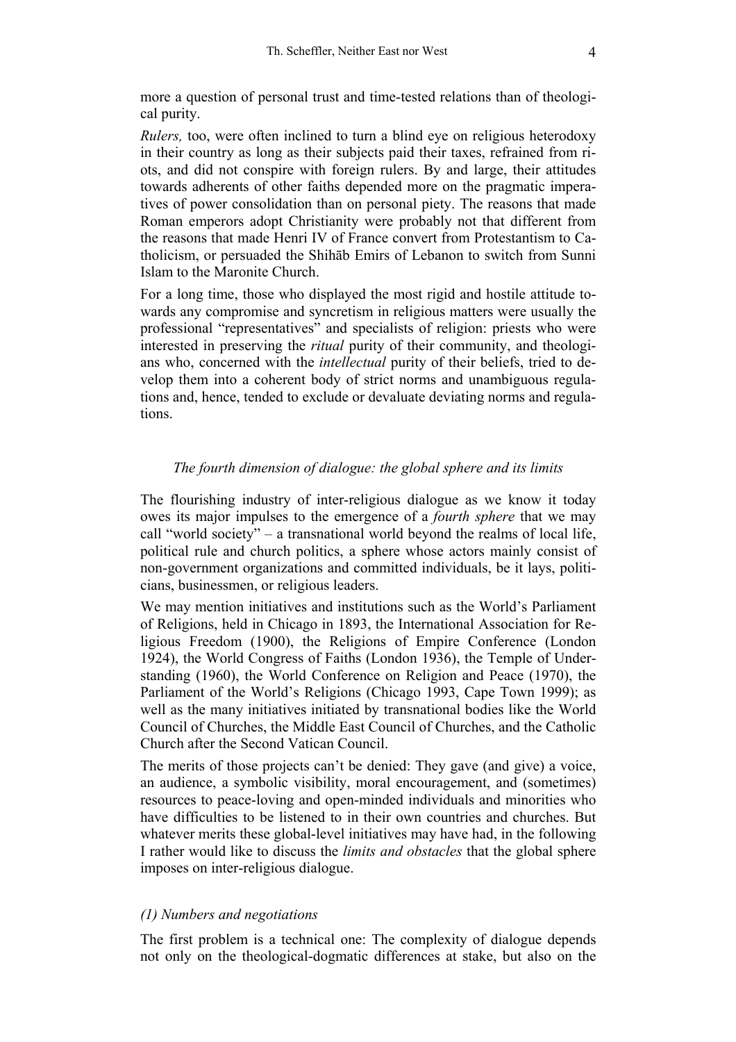more a question of personal trust and time-tested relations than of theological purity.

*Rulers,* too, were often inclined to turn a blind eye on religious heterodoxy in their country as long as their subjects paid their taxes, refrained from riots, and did not conspire with foreign rulers. By and large, their attitudes towards adherents of other faiths depended more on the pragmatic imperatives of power consolidation than on personal piety. The reasons that made Roman emperors adopt Christianity were probably not that different from the reasons that made Henri IV of France convert from Protestantism to Catholicism, or persuaded the Shihāb Emirs of Lebanon to switch from Sunni Islam to the Maronite Church.

For a long time, those who displayed the most rigid and hostile attitude towards any compromise and syncretism in religious matters were usually the professional "representatives" and specialists of religion: priests who were interested in preserving the *ritual* purity of their community, and theologians who, concerned with the *intellectual* purity of their beliefs, tried to develop them into a coherent body of strict norms and unambiguous regulations and, hence, tended to exclude or devaluate deviating norms and regulations.

### *The fourth dimension of dialogue: the global sphere and its limits*

The flourishing industry of inter-religious dialogue as we know it today owes its major impulses to the emergence of a *fourth sphere* that we may call "world society" – a transnational world beyond the realms of local life, political rule and church politics, a sphere whose actors mainly consist of non-government organizations and committed individuals, be it lays, politicians, businessmen, or religious leaders.

We may mention initiatives and institutions such as the World's Parliament of Religions, held in Chicago in 1893, the International Association for Religious Freedom (1900), the Religions of Empire Conference (London 1924), the World Congress of Faiths (London 1936), the Temple of Understanding (1960), the World Conference on Religion and Peace (1970), the Parliament of the World's Religions (Chicago 1993, Cape Town 1999); as well as the many initiatives initiated by transnational bodies like the World Council of Churches, the Middle East Council of Churches, and the Catholic Church after the Second Vatican Council.

The merits of those projects can't be denied: They gave (and give) a voice, an audience, a symbolic visibility, moral encouragement, and (sometimes) resources to peace-loving and open-minded individuals and minorities who have difficulties to be listened to in their own countries and churches. But whatever merits these global-level initiatives may have had, in the following I rather would like to discuss the *limits and obstacles* that the global sphere imposes on inter-religious dialogue.

#### *(1) Numbers and negotiations*

The first problem is a technical one: The complexity of dialogue depends not only on the theological-dogmatic differences at stake, but also on the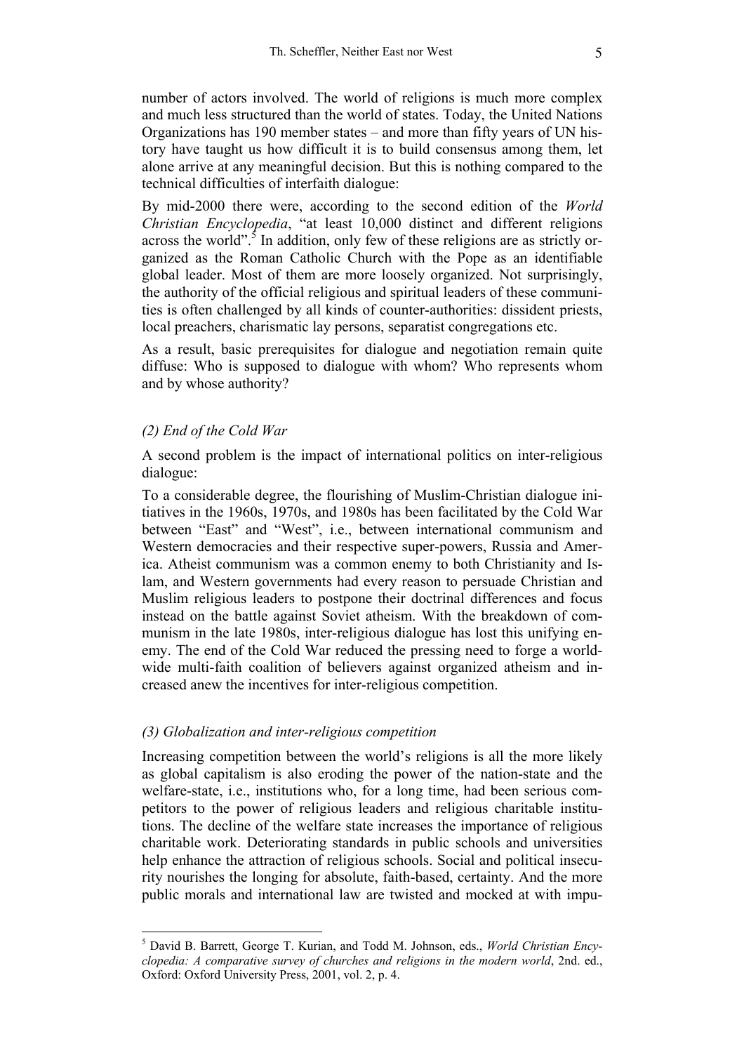number of actors involved. The world of religions is much more complex and much less structured than the world of states. Today, the United Nations Organizations has 190 member states – and more than fifty years of UN history have taught us how difficult it is to build consensus among them, let alone arrive at any meaningful decision. But this is nothing compared to the technical difficulties of interfaith dialogue:

By mid-2000 there were, according to the second edition of the *World Christian Encyclopedia*, "at least 10,000 distinct and different religions across the world".[5] In addition, only few of these religions are as strictly organized as the Roman Catholic Church with the Pope as an identifiable global leader. Most of them are more loosely organized. Not surprisingly, the authority of the official religious and spiritual leaders of these communities is often challenged by all kinds of counter-authorities: dissident priests, local preachers, charismatic lay persons, separatist congregations etc.

As a result, basic prerequisites for dialogue and negotiation remain quite diffuse: Who is supposed to dialogue with whom? Who represents whom and by whose authority?

### *(2) End of the Cold War*

A second problem is the impact of international politics on inter-religious dialogue:

To a considerable degree, the flourishing of Muslim-Christian dialogue initiatives in the 1960s, 1970s, and 1980s has been facilitated by the Cold War between "East" and "West", i.e., between international communism and Western democracies and their respective super-powers, Russia and America. Atheist communism was a common enemy to both Christianity and Islam, and Western governments had every reason to persuade Christian and Muslim religious leaders to postpone their doctrinal differences and focus instead on the battle against Soviet atheism. With the breakdown of communism in the late 1980s, inter-religious dialogue has lost this unifying enemy. The end of the Cold War reduced the pressing need to forge a worldwide multi-faith coalition of believers against organized atheism and increased anew the incentives for inter-religious competition.

### *(3) Globalization and inter-religious competition*

Increasing competition between the world's religions is all the more likely as global capitalism is also eroding the power of the nation-state and the welfare-state, i.e., institutions who, for a long time, had been serious competitors to the power of religious leaders and religious charitable institutions. The decline of the welfare state increases the importance of religious charitable work. Deteriorating standards in public schools and universities help enhance the attraction of religious schools. Social and political insecurity nourishes the longing for absolute, faith-based, certainty. And the more public morals and international law are twisted and mocked at with impu-

---

[5] David B. Barrett, George T. Kurian, and Todd M. Johnson, eds., *World Christian Encyclopedia: A comparative survey of churches and religions in the modern world*, 2nd. ed., Oxford: Oxford University Press, 2001, vol. 2, p. 4.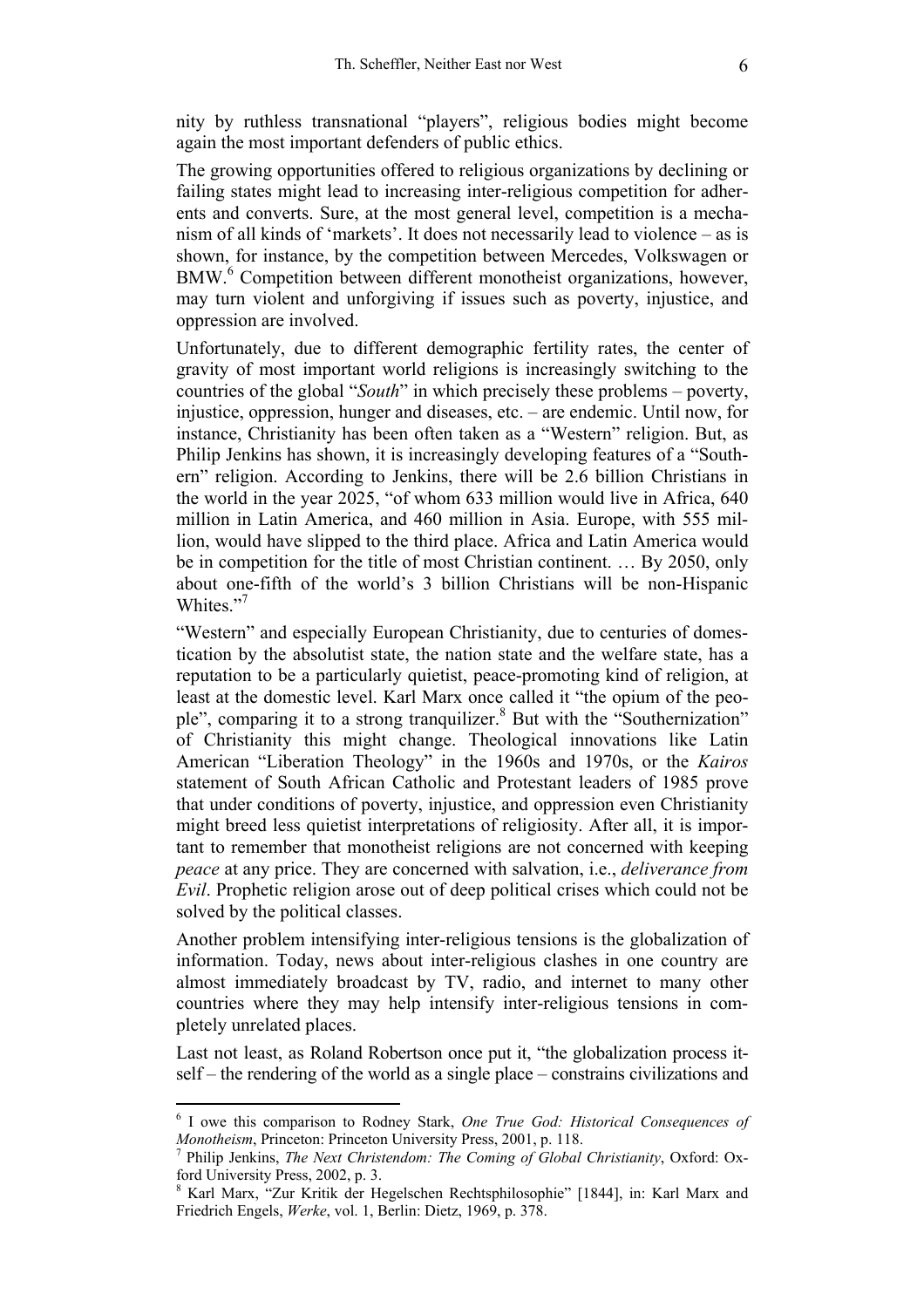nity by ruthless transnational "players", religious bodies might become again the most important defenders of public ethics.

The growing opportunities offered to religious organizations by declining or failing states might lead to increasing inter-religious competition for adherents and converts. Sure, at the most general level, competition is a mechanism of all kinds of 'markets'. It does not necessarily lead to violence – as is shown, for instance, by the competition between Mercedes, Volkswagen or BMW.[6] Competition between different monotheist organizations, however, may turn violent and unforgiving if issues such as poverty, injustice, and oppression are involved.

Unfortunately, due to different demographic fertility rates, the center of gravity of most important world religions is increasingly switching to the countries of the global "*South*" in which precisely these problems – poverty, injustice, oppression, hunger and diseases, etc. – are endemic. Until now, for instance, Christianity has been often taken as a "Western" religion. But, as Philip Jenkins has shown, it is increasingly developing features of a "Southern" religion. According to Jenkins, there will be 2.6 billion Christians in the world in the year 2025, "of whom 633 million would live in Africa, 640 million in Latin America, and 460 million in Asia. Europe, with 555 million, would have slipped to the third place. Africa and Latin America would be in competition for the title of most Christian continent. … By 2050, only about one-fifth of the world's 3 billion Christians will be non-Hispanic Whites."[7]

"Western" and especially European Christianity, due to centuries of domestication by the absolutist state, the nation state and the welfare state, has a reputation to be a particularly quietist, peace-promoting kind of religion, at least at the domestic level. Karl Marx once called it "the opium of the people", comparing it to a strong tranquilizer.[8] But with the "Southernization" of Christianity this might change. Theological innovations like Latin American "Liberation Theology" in the 1960s and 1970s, or the *Kairos* statement of South African Catholic and Protestant leaders of 1985 prove that under conditions of poverty, injustice, and oppression even Christianity might breed less quietist interpretations of religiosity. After all, it is important to remember that monotheist religions are not concerned with keeping *peace* at any price. They are concerned with salvation, i.e., *deliverance from Evil*. Prophetic religion arose out of deep political crises which could not be solved by the political classes.

Another problem intensifying inter-religious tensions is the globalization of information. Today, news about inter-religious clashes in one country are almost immediately broadcast by TV, radio, and internet to many other countries where they may help intensify inter-religious tensions in completely unrelated places.

Last not least, as Roland Robertson once put it, "the globalization process itself – the rendering of the world as a single place – constrains civilizations and

---

[6] I owe this comparison to Rodney Stark, *One True God: Historical Consequences of Monotheism*, Princeton: Princeton University Press, 2001, p. 118.

[7] Philip Jenkins, *The Next Christendom: The Coming of Global Christianity*, Oxford: Oxford University Press, 2002, p. 3.

[8] Karl Marx, "Zur Kritik der Hegelschen Rechtsphilosophie" [1844], in: Karl Marx and Friedrich Engels, *Werke*, vol. 1, Berlin: Dietz, 1969, p. 378.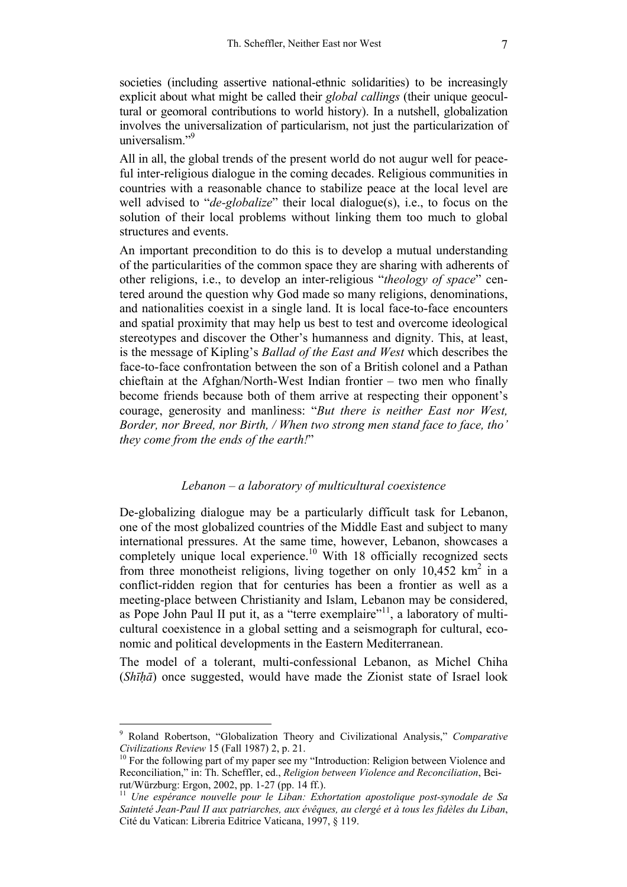societies (including assertive national-ethnic solidarities) to be increasingly explicit about what might be called their *global callings* (their unique geocultural or geomoral contributions to world history). In a nutshell, globalization involves the universalization of particularism, not just the particularization of universalism."[9]

All in all, the global trends of the present world do not augur well for peaceful inter-religious dialogue in the coming decades. Religious communities in countries with a reasonable chance to stabilize peace at the local level are well advised to "*de-globalize*" their local dialogue(s), i.e., to focus on the solution of their local problems without linking them too much to global structures and events.

An important precondition to do this is to develop a mutual understanding of the particularities of the common space they are sharing with adherents of other religions, i.e., to develop an inter-religious "*theology of space*" centered around the question why God made so many religions, denominations, and nationalities coexist in a single land. It is local face-to-face encounters and spatial proximity that may help us best to test and overcome ideological stereotypes and discover the Other's humanness and dignity. This, at least, is the message of Kipling's *Ballad of the East and West* which describes the face-to-face confrontation between the son of a British colonel and a Pathan chieftain at the Afghan/North-West Indian frontier – two men who finally become friends because both of them arrive at respecting their opponent's courage, generosity and manliness: "*But there is neither East nor West, Border, nor Breed, nor Birth, / When two strong men stand face to face, tho' they come from the ends of the earth!*"

### *Lebanon – a laboratory of multicultural coexistence*

De-globalizing dialogue may be a particularly difficult task for Lebanon, one of the most globalized countries of the Middle East and subject to many international pressures. At the same time, however, Lebanon, showcases a completely unique local experience.[10] With 18 officially recognized sects from three monotheist religions, living together on only 10,452 km$^2$ in a conflict-ridden region that for centuries has been a frontier as well as a meeting-place between Christianity and Islam, Lebanon may be considered, as Pope John Paul II put it, as a "terre exemplaire"[11], a laboratory of multicultural coexistence in a global setting and a seismograph for cultural, economic and political developments in the Eastern Mediterranean.

The model of a tolerant, multi-confessional Lebanon, as Michel Chiha (*Shīḥā*) once suggested, would have made the Zionist state of Israel look

---

[9] Roland Robertson, "Globalization Theory and Civilizational Analysis," *Comparative Civilizations Review* 15 (Fall 1987) 2, p. 21.

[10] For the following part of my paper see my "Introduction: Religion between Violence and Reconciliation," in: Th. Scheffler, ed., *Religion between Violence and Reconciliation*, Beirut/Würzburg: Ergon, 2002, pp. 1-27 (pp. 14 ff.).

[11] *Une espérance nouvelle pour le Liban: Exhortation apostolique post-synodale de Sa Sainteté Jean-Paul II aux patriarches, aux évêques, au clergé et à tous les fidèles du Liban*, Cité du Vatican: Libreria Editrice Vaticana, 1997, § 119.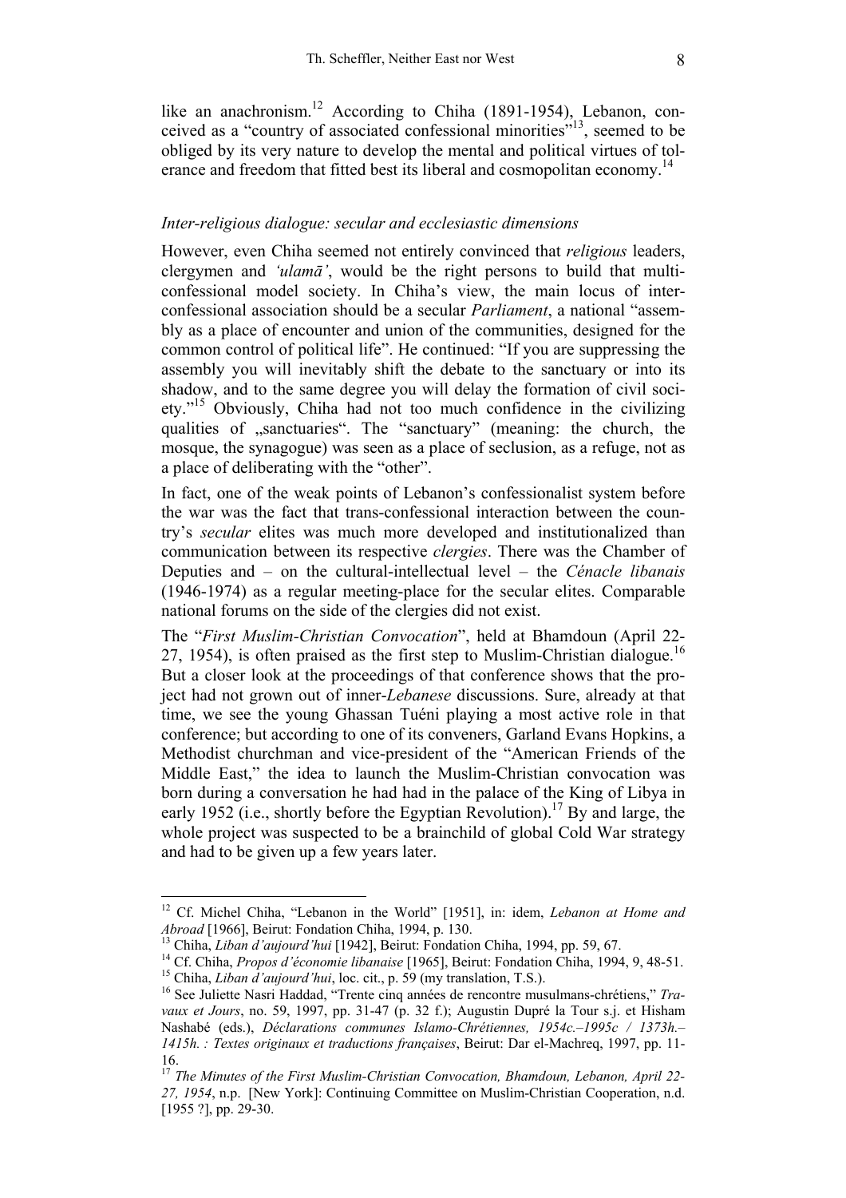like an anachronism.[12] According to Chiha (1891-1954), Lebanon, conceived as a "country of associated confessional minorities"[13], seemed to be obliged by its very nature to develop the mental and political virtues of tolerance and freedom that fitted best its liberal and cosmopolitan economy.[14]

### *Inter-religious dialogue: secular and ecclesiastic dimensions*

However, even Chiha seemed not entirely convinced that *religious* leaders, clergymen and *'ulamā'*, would be the right persons to build that multi-confessional model society. In Chiha's view, the main locus of inter-confessional association should be a secular *Parliament*, a national "assembly as a place of encounter and union of the communities, designed for the common control of political life". He continued: "If you are suppressing the assembly you will inevitably shift the debate to the sanctuary or into its shadow, and to the same degree you will delay the formation of civil society."[15] Obviously, Chiha had not too much confidence in the civilizing qualities of „sanctuaries". The "sanctuary" (meaning: the church, the mosque, the synagogue) was seen as a place of seclusion, as a refuge, not as a place of deliberating with the "other".

In fact, one of the weak points of Lebanon's confessionalist system before the war was the fact that trans-confessional interaction between the country's *secular* elites was much more developed and institutionalized than communication between its respective *clergies*. There was the Chamber of Deputies and – on the cultural-intellectual level – the *Cénacle libanais* (1946-1974) as a regular meeting-place for the secular elites. Comparable national forums on the side of the clergies did not exist.

The "*First Muslim-Christian Convocation*", held at Bhamdoun (April 22-27, 1954), is often praised as the first step to Muslim-Christian dialogue.[16] But a closer look at the proceedings of that conference shows that the project had not grown out of inner-*Lebanese* discussions. Sure, already at that time, we see the young Ghassan Tuéni playing a most active role in that conference; but according to one of its conveners, Garland Evans Hopkins, a Methodist churchman and vice-president of the "American Friends of the Middle East," the idea to launch the Muslim-Christian convocation was born during a conversation he had had in the palace of the King of Libya in early 1952 (i.e., shortly before the Egyptian Revolution).[17] By and large, the whole project was suspected to be a brainchild of global Cold War strategy and had to be given up a few years later.

---

[12] Cf. Michel Chiha, "Lebanon in the World" [1951], in: idem, *Lebanon at Home and Abroad* [1966], Beirut: Fondation Chiha, 1994, p. 130.

[13] Chiha, *Liban d'aujourd'hui* [1942], Beirut: Fondation Chiha, 1994, pp. 59, 67.

[14] Cf. Chiha, *Propos d'économie libanaise* [1965], Beirut: Fondation Chiha, 1994, 9, 48-51.

[15] Chiha, *Liban d'aujourd'hui*, loc. cit., p. 59 (my translation, T.S.).

[16] See Juliette Nasri Haddad, "Trente cinq années de rencontre musulmans-chrétiens," *Travaux et Jours*, no. 59, 1997, pp. 31-47 (p. 32 f.); Augustin Dupré la Tour s.j. et Hisham Nashabé (eds.), *Déclarations communes Islamo-Chrétiennes, 1954c.–1995c / 1373h.–1415h. : Textes originaux et traductions françaises*, Beirut: Dar el-Machreq, 1997, pp. 11-16.

[17] *The Minutes of the First Muslim-Christian Convocation, Bhamdoun, Lebanon, April 22-27, 1954*, n.p. [New York]: Continuing Committee on Muslim-Christian Cooperation, n.d. [1955 ?], pp. 29-30.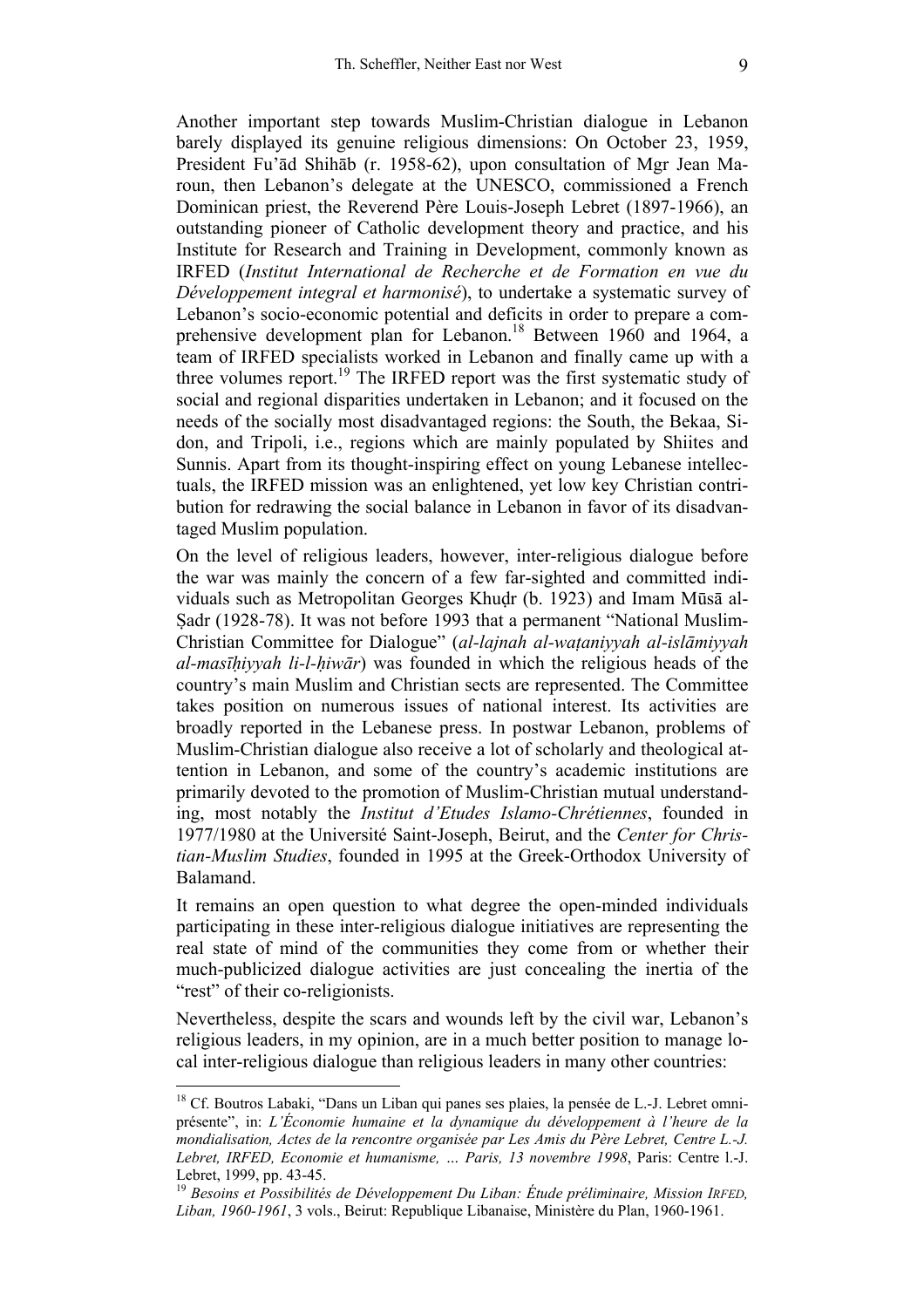Another important step towards Muslim-Christian dialogue in Lebanon barely displayed its genuine religious dimensions: On October 23, 1959, President Fu'ād Shihāb (r. 1958-62), upon consultation of Mgr Jean Maroun, then Lebanon's delegate at the UNESCO, commissioned a French Dominican priest, the Reverend Père Louis-Joseph Lebret (1897-1966), an outstanding pioneer of Catholic development theory and practice, and his Institute for Research and Training in Development, commonly known as IRFED (*Institut International de Recherche et de Formation en vue du Développement integral et harmonisé*), to undertake a systematic survey of Lebanon's socio-economic potential and deficits in order to prepare a comprehensive development plan for Lebanon.[18] Between 1960 and 1964, a team of IRFED specialists worked in Lebanon and finally came up with a three volumes report.[19] The IRFED report was the first systematic study of social and regional disparities undertaken in Lebanon; and it focused on the needs of the socially most disadvantaged regions: the South, the Bekaa, Sidon, and Tripoli, i.e., regions which are mainly populated by Shiites and Sunnis. Apart from its thought-inspiring effect on young Lebanese intellectuals, the IRFED mission was an enlightened, yet low key Christian contribution for redrawing the social balance in Lebanon in favor of its disadvantaged Muslim population.

On the level of religious leaders, however, inter-religious dialogue before the war was mainly the concern of a few far-sighted and committed individuals such as Metropolitan Georges Khuḍr (b. 1923) and Imam Mūsā al-Ṣadr (1928-78). It was not before 1993 that a permanent "National Muslim-Christian Committee for Dialogue" (*al-lajnah al-waṭaniyyah al-islāmiyyah al-masīḥiyyah li-l-ḥiwār*) was founded in which the religious heads of the country's main Muslim and Christian sects are represented. The Committee takes position on numerous issues of national interest. Its activities are broadly reported in the Lebanese press. In postwar Lebanon, problems of Muslim-Christian dialogue also receive a lot of scholarly and theological attention in Lebanon, and some of the country's academic institutions are primarily devoted to the promotion of Muslim-Christian mutual understanding, most notably the *Institut d'Etudes Islamo-Chrétiennes*, founded in 1977/1980 at the Université Saint-Joseph, Beirut, and the *Center for Christian-Muslim Studies*, founded in 1995 at the Greek-Orthodox University of Balamand.

It remains an open question to what degree the open-minded individuals participating in these inter-religious dialogue initiatives are representing the real state of mind of the communities they come from or whether their much-publicized dialogue activities are just concealing the inertia of the "rest" of their co-religionists.

Nevertheless, despite the scars and wounds left by the civil war, Lebanon's religious leaders, in my opinion, are in a much better position to manage local inter-religious dialogue than religious leaders in many other countries:

---

[18] Cf. Boutros Labaki, "Dans un Liban qui panes ses plaies, la pensée de L.-J. Lebret omniprésente", in: *L'Économie humaine et la dynamique du développement à l'heure de la mondialisation, Actes de la rencontre organisée par Les Amis du Père Lebret, Centre L.-J. Lebret, IRFED, Economie et humanisme, … Paris, 13 novembre 1998*, Paris: Centre l.-J. Lebret, 1999, pp. 43-45.

[19] *Besoins et Possibilités de Développement Du Liban: Étude préliminaire, Mission IRFED, Liban, 1960-1961*, 3 vols., Beirut: Republique Libanaise, Ministère du Plan, 1960-1961.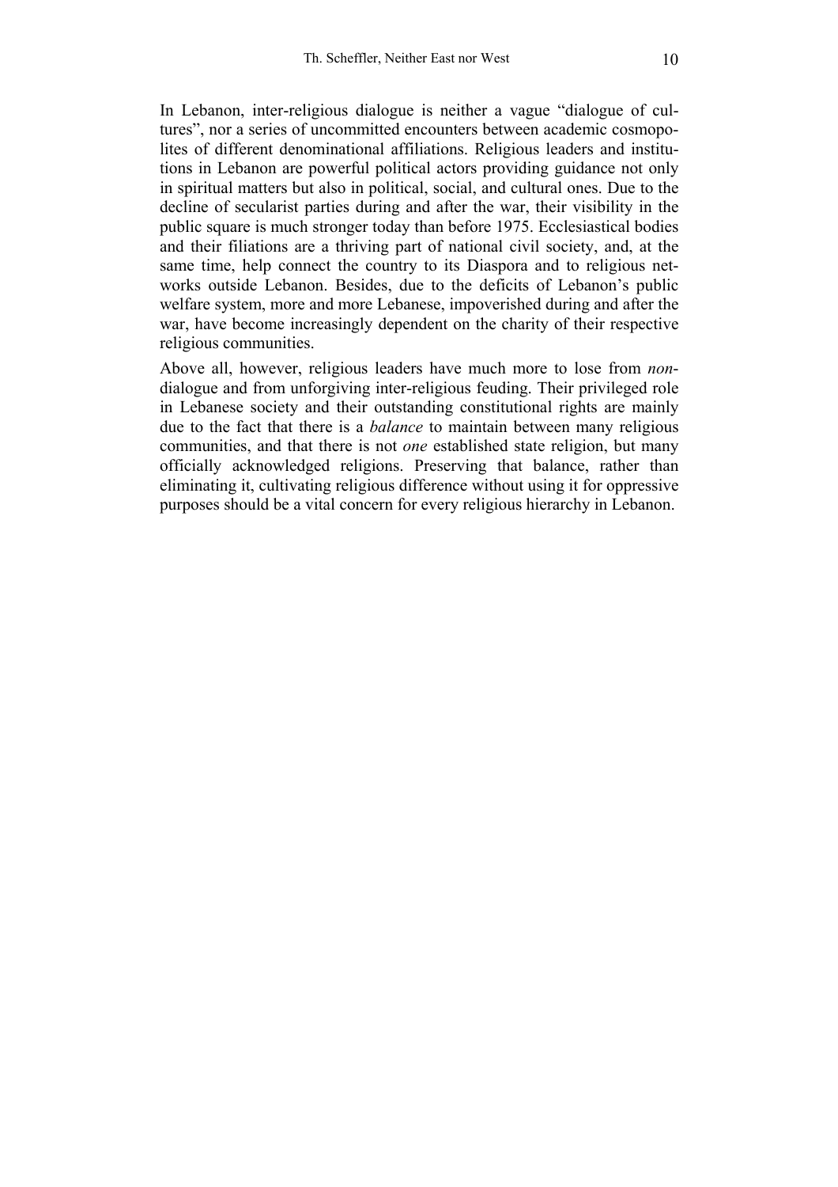In Lebanon, inter-religious dialogue is neither a vague "dialogue of cultures", nor a series of uncommitted encounters between academic cosmopolites of different denominational affiliations. Religious leaders and institutions in Lebanon are powerful political actors providing guidance not only in spiritual matters but also in political, social, and cultural ones. Due to the decline of secularist parties during and after the war, their visibility in the public square is much stronger today than before 1975. Ecclesiastical bodies and their filiations are a thriving part of national civil society, and, at the same time, help connect the country to its Diaspora and to religious networks outside Lebanon. Besides, due to the deficits of Lebanon's public welfare system, more and more Lebanese, impoverished during and after the war, have become increasingly dependent on the charity of their respective religious communities.

Above all, however, religious leaders have much more to lose from *non*-dialogue and from unforgiving inter-religious feuding. Their privileged role in Lebanese society and their outstanding constitutional rights are mainly due to the fact that there is a *balance* to maintain between many religious communities, and that there is not *one* established state religion, but many officially acknowledged religions. Preserving that balance, rather than eliminating it, cultivating religious difference without using it for oppressive purposes should be a vital concern for every religious hierarchy in Lebanon.